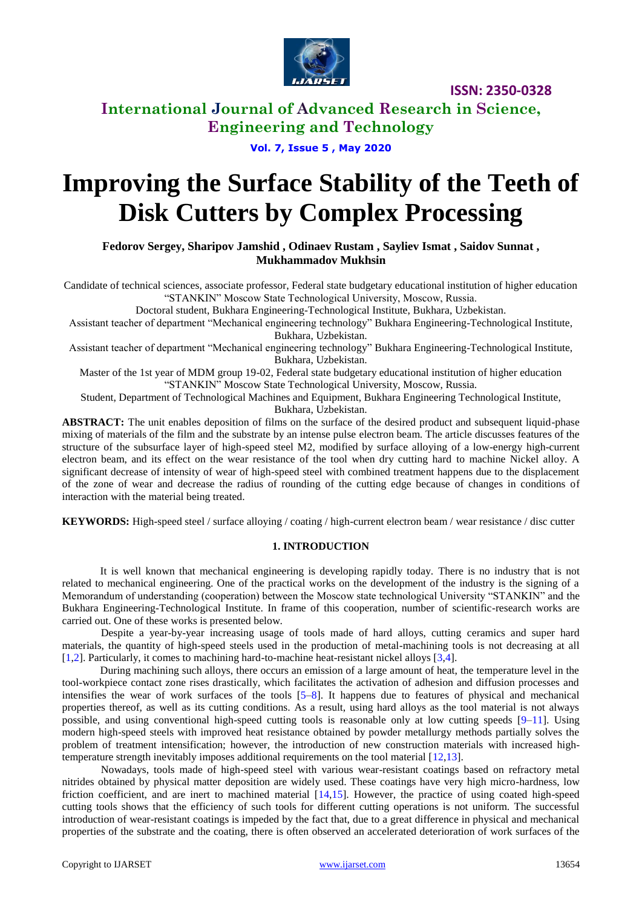# Improving the Surface Stability of the Teeth of Disk Cutters by Complex Processing

**Fedorov Sergey, Sharipov Jamshid , Odinaev Rustam , Sayliev Ismat , Saidov Sunnat , Mukhammadov Mukhsin**

Candidate of technical sciences, associate professor, Federal state budgetary educational institution of higher education "STANKIN" Moscow State Technological University, Moscow, Russia.

Doctoral student, Bukhara Engineering-Technological Institute, Bukhara, Uzbekistan.

Assistant teacher of department "Mechanical engineering technology" Bukhara Engineering-Technological Institute, Bukhara, Uzbekistan.

Assistant teacher of department "Mechanical engineering technology" Bukhara Engineering-Technological Institute, Bukhara, Uzbekistan.

Master of the 1st year of MDM group 19-02, Federal state budgetary educational institution of higher education "STANKIN" Moscow State Technological University, Moscow, Russia.

Student, Department of Technological Machines and Equipment, Bukhara Engineering Technological Institute, Bukhara, Uzbekistan.

**ABSTRACT:** The unit enables deposition of films on the surface of the desired product and subsequent liquid-phase mixing of materials of the film and the substrate by an intense pulse electron beam. The article discusses features of the structure of the subsurface layer of high-speed steel M2, modified by surface alloying of a low-energy high-current electron beam, and its effect on the wear resistance of the tool when dry cutting hard to machine Nickel alloy. A significant decrease of intensity of wear of high-speed steel with combined treatment happens due to the displacement of the zone of wear and decrease the radius of rounding of the cutting edge because of changes in conditions of interaction with the material being treated.

**KEYWORDS:** High-speed steel / surface alloying / coating / high-current electron beam / wear resistance / disc cutter

## 1. INTRODUCTION

It is well known that mechanical engineering is developing rapidly today. There is no industry that is not related to mechanical engineering. One of the practical works on the development of the industry is the signing of a Memorandum of understanding (cooperation) between the Moscow state technological University "STANKIN" and the Bukhara Engineering-Technological Institute. In frame of this cooperation, number of scientific-research works are carried out. One of these works is presented below.

Despite a year-by-year increasing usage of tools made of hard alloys, cutting ceramics and super hard materials, the quantity of high-speed steels used in the production of metal-machining tools is not decreasing at all [1,2]. Particularly, it comes to machining hard-to-machine heat-resistant nickel alloys [3,4].

During machining such alloys, there occurs an emission of a large amount of heat, the temperature level in the tool-workpiece contact zone rises drastically, which facilitates the activation of adhesion and diffusion processes and intensifies the wear of work surfaces of the tools [5–8]. It happens due to features of physical and mechanical properties thereof, as well as its cutting conditions. As a result, using hard alloys as the tool material is not always possible, and using conventional high-speed cutting tools is reasonable only at low cutting speeds [9–11]. Using modern high-speed steels with improved heat resistance obtained by powder metallurgy methods partially solves the problem of treatment intensification; however, the introduction of new construction materials with increased high-temperature strength inevitably imposes additional requirements on the tool material [12,13].

Nowadays, tools made of high-speed steel with various wear-resistant coatings based on refractory metal nitrides obtained by physical matter deposition are widely used. These coatings have very high micro-hardness, low friction coefficient, and are inert to machined material [14,15]. However, the practice of using coated high-speed cutting tools shows that the efficiency of such tools for different cutting operations is not uniform. The successful introduction of wear-resistant coatings is impeded by the fact that, due to a great difference in physical and mechanical properties of the substrate and the coating, there is often observed an accelerated deterioration of work surfaces of the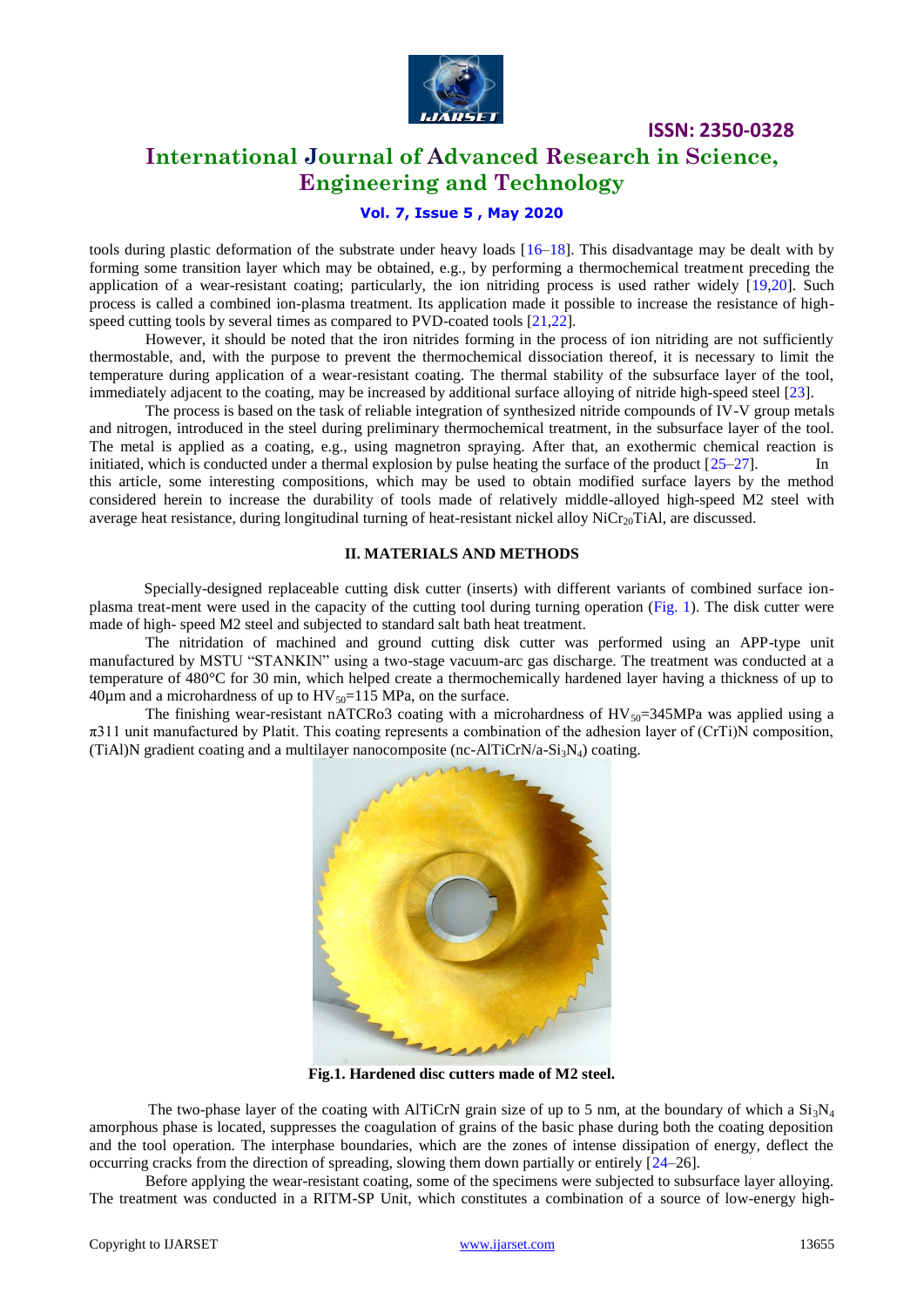tools during plastic deformation of the substrate under heavy loads [16–18]. This disadvantage may be dealt with by forming some transition layer which may be obtained, e.g., by performing a thermochemical treatment preceding the application of a wear-resistant coating; particularly, the ion nitriding process is used rather widely [19,20]. Such process is called a combined ion-plasma treatment. Its application made it possible to increase the resistance of high-speed cutting tools by several times as compared to PVD-coated tools [21,22].

However, it should be noted that the iron nitrides forming in the process of ion nitriding are not sufficiently thermostable, and, with the purpose to prevent the thermochemical dissociation thereof, it is necessary to limit the temperature during application of a wear-resistant coating. The thermal stability of the subsurface layer of the tool, immediately adjacent to the coating, may be increased by additional surface alloying of nitride high-speed steel [23].

The process is based on the task of reliable integration of synthesized nitride compounds of IV-V group metals and nitrogen, introduced in the steel during preliminary thermochemical treatment, in the subsurface layer of the tool. The metal is applied as a coating, e.g., using magnetron spraying. After that, an exothermic chemical reaction is initiated, which is conducted under a thermal explosion by pulse heating the surface of the product [25–27]. In this article, some interesting compositions, which may be used to obtain modified surface layers by the method considered herein to increase the durability of tools made of relatively middle-alloyed high-speed M2 steel with average heat resistance, during longitudinal turning of heat-resistant nickel alloy $NiCr_{20}TiAl$, are discussed.

## II. MATERIALS AND METHODS

Specially-designed replaceable cutting disk cutter (inserts) with different variants of combined surface ion-plasma treat-ment were used in the capacity of the cutting tool during turning operation (Fig. 1). The disk cutter were made of high- speed M2 steel and subjected to standard salt bath heat treatment.

The nitridation of machined and ground cutting disk cutter was performed using an APP-type unit manufactured by MSTU "STANKIN" using a two-stage vacuum-arc gas discharge. The treatment was conducted at a temperature of 480°C for 30 min, which helped create a thermochemically hardened layer having a thickness of up to 40µm and a microhardness of up to $HV_{50}$=115 MPa, on the surface.

The finishing wear-resistant nATCRo3 coating with a microhardness of $HV_{50}$=345MPa was applied using a π311 unit manufactured by Platit. This coating represents a combination of the adhesion layer of (CrTi)N composition, (TiAl)N gradient coating and a multilayer nanocomposite (nc-AlTiCrN/a-$Si_3N_4$) coating.

**Fig.1. Hardened disc cutters made of M2 steel.**

The two-phase layer of the coating with AlTiCrN grain size of up to 5 nm, at the boundary of which a $Si_3N_4$ amorphous phase is located, suppresses the coagulation of grains of the basic phase during both the coating deposition and the tool operation. The interphase boundaries, which are the zones of intense dissipation of energy, deflect the occurring cracks from the direction of spreading, slowing them down partially or entirely [24–26].

Before applying the wear-resistant coating, some of the specimens were subjected to subsurface layer alloying. The treatment was conducted in a RITM-SP Unit, which constitutes a combination of a source of low-energy high-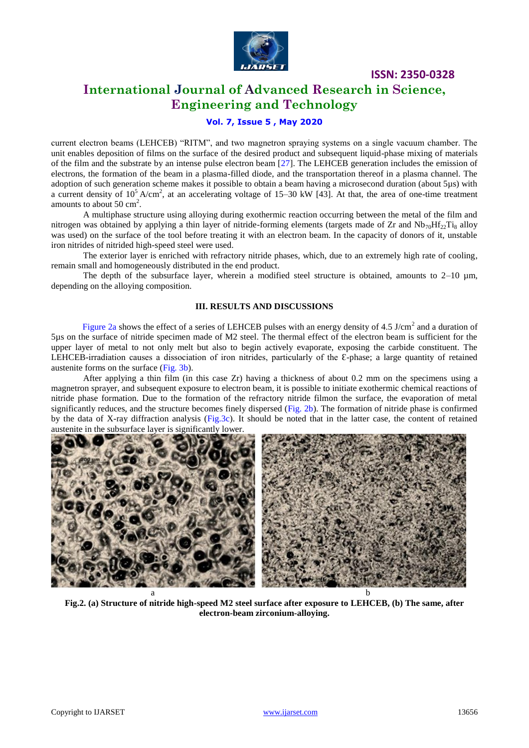current electron beams (LEHCEB) "RITM", and two magnetron spraying systems on a single vacuum chamber. The unit enables deposition of films on the surface of the desired product and subsequent liquid-phase mixing of materials of the film and the substrate by an intense pulse electron beam [27]. The LEHCEB generation includes the emission of electrons, the formation of the beam in a plasma-filled diode, and the transportation thereof in a plasma channel. The adoption of such generation scheme makes it possible to obtain a beam having a microsecond duration (about 5µs) with a current density of $10^5$ A/cm$^2$, at an accelerating voltage of 15–30 kW [43]. At that, the area of one-time treatment amounts to about 50 cm$^2$.

A multiphase structure using alloying during exothermic reaction occurring between the metal of the film and nitrogen was obtained by applying a thin layer of nitride-forming elements (targets made of Zr and $Nb_{70}Hf_{22}Ti_8$ alloy was used) on the surface of the tool before treating it with an electron beam. In the capacity of donors of it, unstable iron nitrides of nitrided high-speed steel were used.

The exterior layer is enriched with refractory nitride phases, which, due to an extremely high rate of cooling, remain small and homogeneously distributed in the end product.

The depth of the subsurface layer, wherein a modified steel structure is obtained, amounts to 2–10 µm, depending on the alloying composition.

## III. RESULTS AND DISCUSSIONS

Figure 2a shows the effect of a series of LEHCEB pulses with an energy density of 4.5 J/cm$^2$ and a duration of 5µs on the surface of nitride specimen made of M2 steel. The thermal effect of the electron beam is sufficient for the upper layer of metal to not only melt but also to begin actively evaporate, exposing the carbide constituent. The LEHCEB-irradiation causes a dissociation of iron nitrides, particularly of the Ɛ-phase; a large quantity of retained austenite forms on the surface (Fig. 3b).

After applying a thin film (in this case Zr) having a thickness of about 0.2 mm on the specimens using a magnetron sprayer, and subsequent exposure to electron beam, it is possible to initiate exothermic chemical reactions of nitride phase formation. Due to the formation of the refractory nitride filmon the surface, the evaporation of metal significantly reduces, and the structure becomes finely dispersed (Fig. 2b). The formation of nitride phase is confirmed by the data of X-ray diffraction analysis (Fig.3c). It should be noted that in the latter case, the content of retained austenite in the subsurface layer is significantly lower.

a b

**Fig.2. (a) Structure of nitride high-speed M2 steel surface after exposure to LEHCEB, (b) The same, after electron-beam zirconium-alloying.**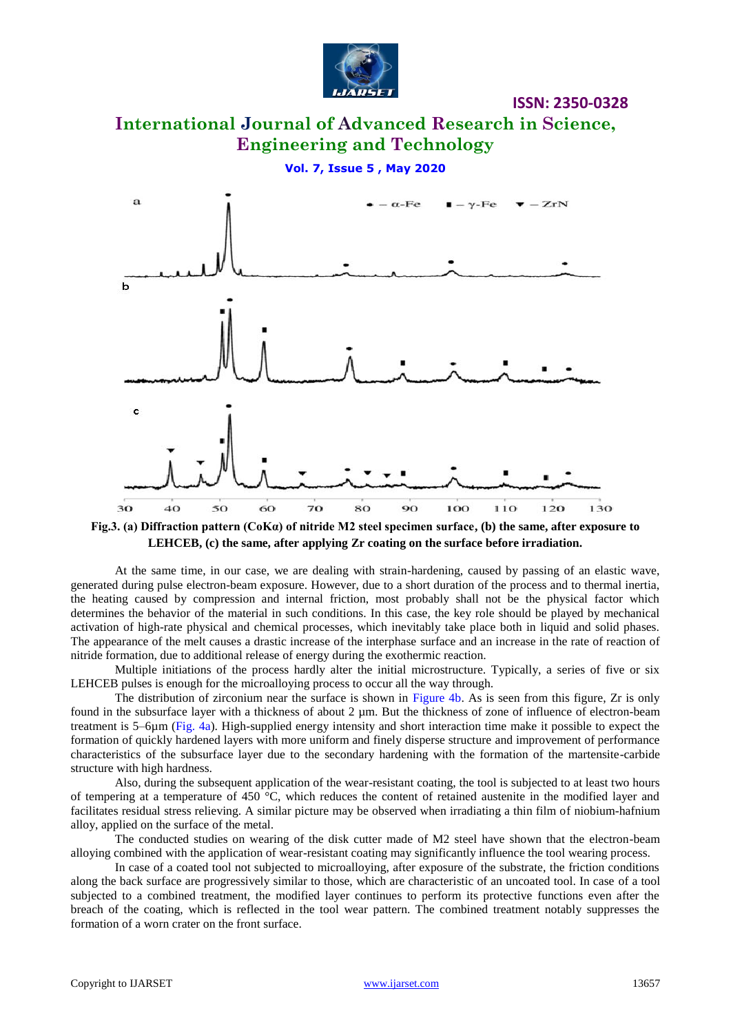Fig.3. (a) Diffraction pattern (CoKα) of nitride M2 steel specimen surface, (b) the same, after exposure to LEHCEB, (c) the same, after applying Zr coating on the surface before irradiation.

At the same time, in our case, we are dealing with strain-hardening, caused by passing of an elastic wave, generated during pulse electron-beam exposure. However, due to a short duration of the process and to thermal inertia, the heating caused by compression and internal friction, most probably shall not be the physical factor which determines the behavior of the material in such conditions. In this case, the key role should be played by mechanical activation of high-rate physical and chemical processes, which inevitably take place both in liquid and solid phases. The appearance of the melt causes a drastic increase of the interphase surface and an increase in the rate of reaction of nitride formation, due to additional release of energy during the exothermic reaction.

Multiple initiations of the process hardly alter the initial microstructure. Typically, a series of five or six LEHCEB pulses is enough for the microalloying process to occur all the way through.

The distribution of zirconium near the surface is shown in Figure 4b. As is seen from this figure, Zr is only found in the subsurface layer with a thickness of about 2 μm. But the thickness of zone of influence of electron-beam treatment is 5–6μm (Fig. 4a). High-supplied energy intensity and short interaction time make it possible to expect the formation of quickly hardened layers with more uniform and finely disperse structure and improvement of performance characteristics of the subsurface layer due to the secondary hardening with the formation of the martensite-carbide structure with high hardness.

Also, during the subsequent application of the wear-resistant coating, the tool is subjected to at least two hours of tempering at a temperature of 450 °C, which reduces the content of retained austenite in the modified layer and facilitates residual stress relieving. A similar picture may be observed when irradiating a thin film of niobium-hafnium alloy, applied on the surface of the metal.

The conducted studies on wearing of the disk cutter made of M2 steel have shown that the electron-beam alloying combined with the application of wear-resistant coating may significantly influence the tool wearing process.

In case of a coated tool not subjected to microalloying, after exposure of the substrate, the friction conditions along the back surface are progressively similar to those, which are characteristic of an uncoated tool. In case of a tool subjected to a combined treatment, the modified layer continues to perform its protective functions even after the breach of the coating, which is reflected in the tool wear pattern. The combined treatment notably suppresses the formation of a worn crater on the front surface.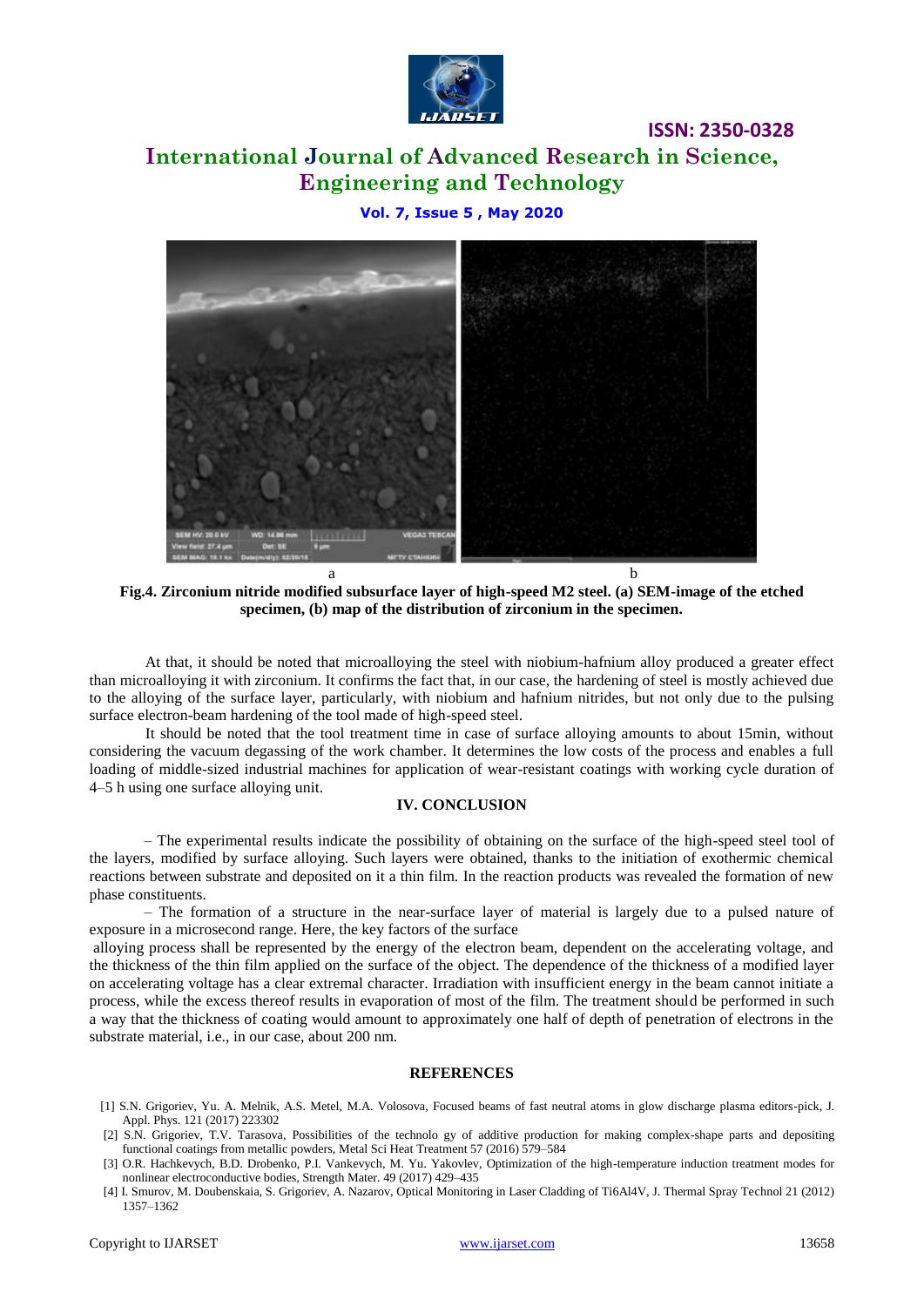a b

**Fig.4. Zirconium nitride modified subsurface layer of high-speed M2 steel. (a) SEM-image of the etched specimen, (b) map of the distribution of zirconium in the specimen.**

At that, it should be noted that microalloying the steel with niobium-hafnium alloy produced a greater effect than microalloying it with zirconium. It confirms the fact that, in our case, the hardening of steel is mostly achieved due to the alloying of the surface layer, particularly, with niobium and hafnium nitrides, but not only due to the pulsing surface electron-beam hardening of the tool made of high-speed steel.

It should be noted that the tool treatment time in case of surface alloying amounts to about 15min, without considering the vacuum degassing of the work chamber. It determines the low costs of the process and enables a full loading of middle-sized industrial machines for application of wear-resistant coatings with working cycle duration of 4–5 h using one surface alloying unit.

## IV. CONCLUSION

– The experimental results indicate the possibility of obtaining on the surface of the high-speed steel tool of the layers, modified by surface alloying. Such layers were obtained, thanks to the initiation of exothermic chemical reactions between substrate and deposited on it a thin film. In the reaction products was revealed the formation of new phase constituents.

– The formation of a structure in the near-surface layer of material is largely due to a pulsed nature of exposure in a microsecond range. Here, the key factors of the surface alloying process shall be represented by the energy of the electron beam, dependent on the accelerating voltage, and the thickness of the thin film applied on the surface of the object. The dependence of the thickness of a modified layer on accelerating voltage has a clear extremal character. Irradiation with insufficient energy in the beam cannot initiate a process, while the excess thereof results in evaporation of most of the film. The treatment should be performed in such a way that the thickness of coating would amount to approximately one half of depth of penetration of electrons in the substrate material, i.e., in our case, about 200 nm.

## REFERENCES

[1] S.N. Grigoriev, Yu. A. Melnik, A.S. Metel, M.A. Volosova, Focused beams of fast neutral atoms in glow discharge plasma editors-pick, J. Appl. Phys. 121 (2017) 223302

[2] S.N. Grigoriev, T.V. Tarasova, Possibilities of the technolo gy of additive production for making complex-shape parts and depositing functional coatings from metallic powders, Metal Sci Heat Treatment 57 (2016) 579–584

[3] O.R. Hachkevych, B.D. Drobenko, P.I. Vankevych, M. Yu. Yakovlev, Optimization of the high-temperature induction treatment modes for nonlinear electroconductive bodies, Strength Mater. 49 (2017) 429–435

[4] I. Smurov, M. Doubenskaia, S. Grigoriev, A. Nazarov, Optical Monitoring in Laser Cladding of Ti6Al4V, J. Thermal Spray Technol 21 (2012) 1357–1362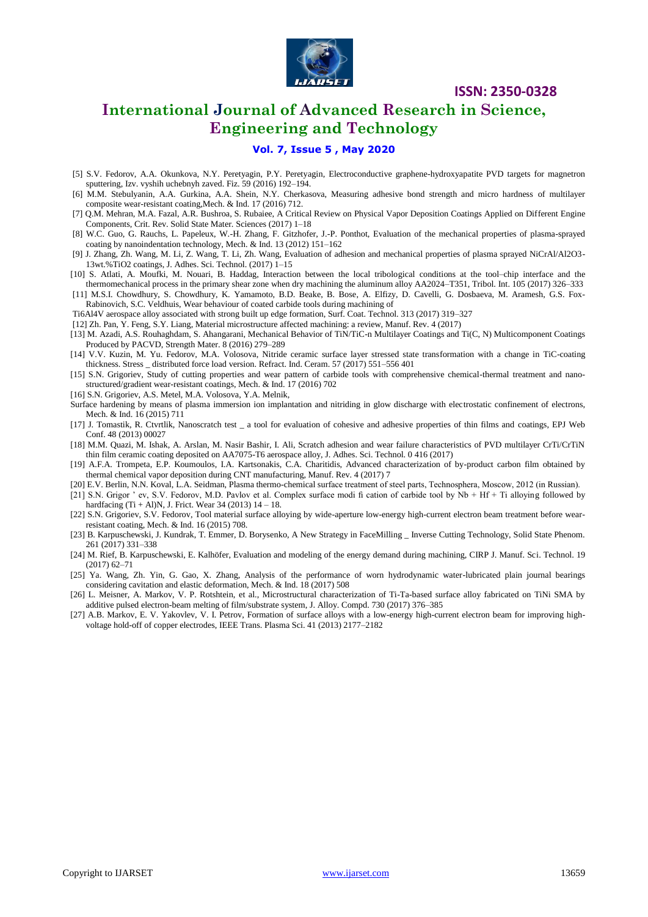[5] S.V. Fedorov, A.A. Okunkova, N.Y. Peretyagin, P.Y. Peretyagin, Electroconductive graphene-hydroxyapatite PVD targets for magnetron sputtering, Izv. vyshih uchebnyh zaved. Fiz. 59 (2016) 192–194.

[6] M.M. Stebulyanin, A.A. Gurkina, A.A. Shein, N.Y. Cherkasova, Measuring adhesive bond strength and micro hardness of multilayer composite wear-resistant coating,Mech. & Ind. 17 (2016) 712.

[7] Q.M. Mehran, M.A. Fazal, A.R. Bushroa, S. Rubaiee, A Critical Review on Physical Vapor Deposition Coatings Applied on Different Engine Components, Crit. Rev. Solid State Mater. Sciences (2017) 1–18

[8] W.C. Guo, G. Rauchs, L. Papeleux, W.-H. Zhang, F. Gitzhofer, J.-P. Ponthot, Evaluation of the mechanical properties of plasma-sprayed coating by nanoindentation technology, Mech. & Ind. 13 (2012) 151–162

[9] J. Zhang, Zh. Wang, M. Li, Z. Wang, T. Li, Zh. Wang, Evaluation of adhesion and mechanical properties of plasma sprayed NiCrAl/Al2O3-13wt.%TiO2 coatings, J. Adhes. Sci. Technol. (2017) 1–15

[10] S. Atlati, A. Moufki, M. Nouari, B. Haddag, Interaction between the local tribological conditions at the tool–chip interface and the thermomechanical process in the primary shear zone when dry machining the aluminum alloy AA2024–T351, Tribol. Int. 105 (2017) 326–333

[11] M.S.I. Chowdhury, S. Chowdhury, K. Yamamoto, B.D. Beake, B. Bose, A. Elfizy, D. Cavelli, G. Dosbaeva, M. Aramesh, G.S. Fox-Rabinovich, S.C. Veldhuis, Wear behaviour of coated carbide tools during machining of Ti6Al4V aerospace alloy associated with strong built up edge formation, Surf. Coat. Technol. 313 (2017) 319–327

[12] Zh. Pan, Y. Feng, S.Y. Liang, Material microstructure affected machining: a review, Manuf. Rev. 4 (2017)

[13] M. Azadi, A.S. Rouhaghdam, S. Ahangarani, Mechanical Behavior of TiN/TiC-n Multilayer Coatings and Ti(C, N) Multicomponent Coatings Produced by PACVD, Strength Mater. 8 (2016) 279–289

[14] V.V. Kuzin, M. Yu. Fedorov, M.A. Volosova, Nitride ceramic surface layer stressed state transformation with a change in TiC-coating thickness. Stress _ distributed force load version. Refract. Ind. Ceram. 57 (2017) 551–556 401

[15] S.N. Grigoriev, Study of cutting properties and wear pattern of carbide tools with comprehensive chemical-thermal treatment and nano-structured/gradient wear-resistant coatings, Mech. & Ind. 17 (2016) 702

[16] S.N. Grigoriev, A.S. Metel, M.A. Volosova, Y.A. Melnik, Surface hardening by means of plasma immersion ion implantation and nitriding in glow discharge with electrostatic confinement of electrons, Mech. & Ind. 16 (2015) 711

[17] J. Tomastik, R. Ctvrtlik, Nanoscratch test _ a tool for evaluation of cohesive and adhesive properties of thin films and coatings, EPJ Web Conf. 48 (2013) 00027

[18] M.M. Quazi, M. Ishak, A. Arslan, M. Nasir Bashir, I. Ali, Scratch adhesion and wear failure characteristics of PVD multilayer CrTi/CrTiN thin film ceramic coating deposited on AA7075-T6 aerospace alloy, J. Adhes. Sci. Technol. 0 416 (2017)

[19] A.F.A. Trompeta, E.P. Koumoulos, I.A. Kartsonakis, C.A. Charitidis, Advanced characterization of by-product carbon film obtained by thermal chemical vapor deposition during CNT manufacturing, Manuf. Rev. 4 (2017) 7

[20] E.V. Berlin, N.N. Koval, L.A. Seidman, Plasma thermo-chemical surface treatment of steel parts, Technosphera, Moscow, 2012 (in Russian).

[21] S.N. Grigor ' ev, S.V. Fedorov, M.D. Pavlov et al. Complex surface modi fi cation of carbide tool by Nb + Hf + Ti alloying followed by hardfacing (Ti + Al)N, J. Frict. Wear 34 (2013) 14 – 18.

[22] S.N. Grigoriev, S.V. Fedorov, Tool material surface alloying by wide-aperture low-energy high-current electron beam treatment before wear-resistant coating, Mech. & Ind. 16 (2015) 708.

[23] B. Karpuschewski, J. Kundrak, T. Emmer, D. Borysenko, A New Strategy in FaceMilling _ Inverse Cutting Technology, Solid State Phenom. 261 (2017) 331–338

[24] M. Rief, B. Karpuschewski, E. Kalhöfer, Evaluation and modeling of the energy demand during machining, CIRP J. Manuf. Sci. Technol. 19 (2017) 62–71

[25] Ya. Wang, Zh. Yin, G. Gao, X. Zhang, Analysis of the performance of worn hydrodynamic water-lubricated plain journal bearings considering cavitation and elastic deformation, Mech. & Ind. 18 (2017) 508

[26] L. Meisner, A. Markov, V. P. Rotshtein, et al., Microstructural characterization of Ti-Ta-based surface alloy fabricated on TiNi SMA by additive pulsed electron-beam melting of film/substrate system, J. Alloy. Compd. 730 (2017) 376–385

[27] A.B. Markov, E. V. Yakovlev, V. I. Petrov, Formation of surface alloys with a low-energy high-current electron beam for improving high-voltage hold-off of copper electrodes, IEEE Trans. Plasma Sci. 41 (2013) 2177–2182